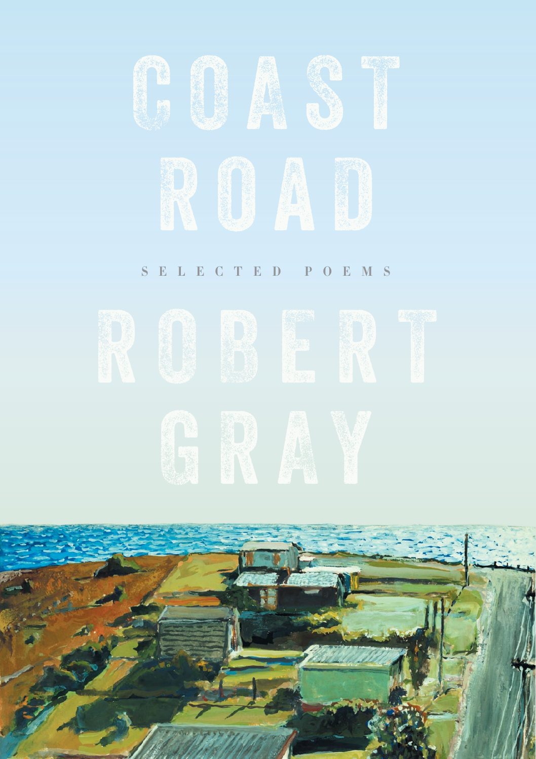# COAST ROAD

SELECTED POEMS

## ROBERT GRAY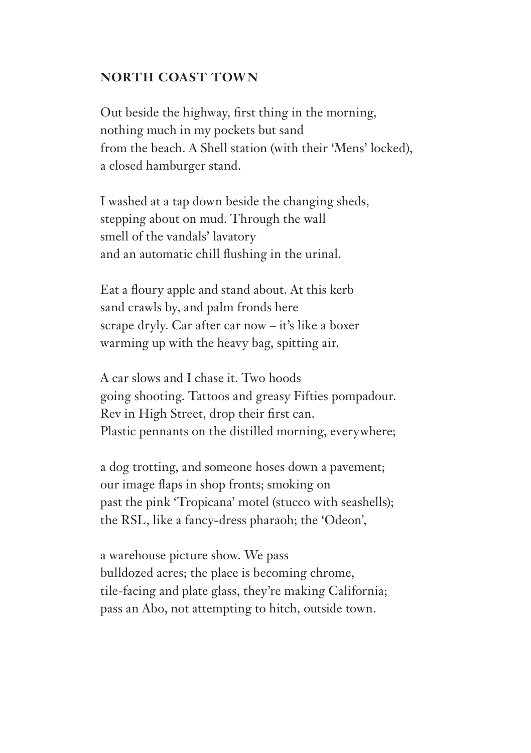## NORTH COAST TOWN

Out beside the highway, first thing in the morning,  
nothing much in my pockets but sand  
from the beach. A Shell station (with their 'Mens' locked),  
a closed hamburger stand.

I washed at a tap down beside the changing sheds,  
stepping about on mud. Through the wall  
smell of the vandals' lavatory  
and an automatic chill flushing in the urinal.

Eat a floury apple and stand about. At this kerb  
sand crawls by, and palm fronds here  
scrape dryly. Car after car now – it's like a boxer  
warming up with the heavy bag, spitting air.

A car slows and I chase it. Two hoods  
going shooting. Tattoos and greasy Fifties pompadour.  
Rev in High Street, drop their first can.  
Plastic pennants on the distilled morning, everywhere;

a dog trotting, and someone hoses down a pavement;  
our image flaps in shop fronts; smoking on  
past the pink 'Tropicana' motel (stucco with seashells);  
the RSL, like a fancy-dress pharaoh; the 'Odeon',

a warehouse picture show. We pass  
bulldozed acres; the place is becoming chrome,  
tile-facing and plate glass, they're making California;  
pass an Abo, not attempting to hitch, outside town.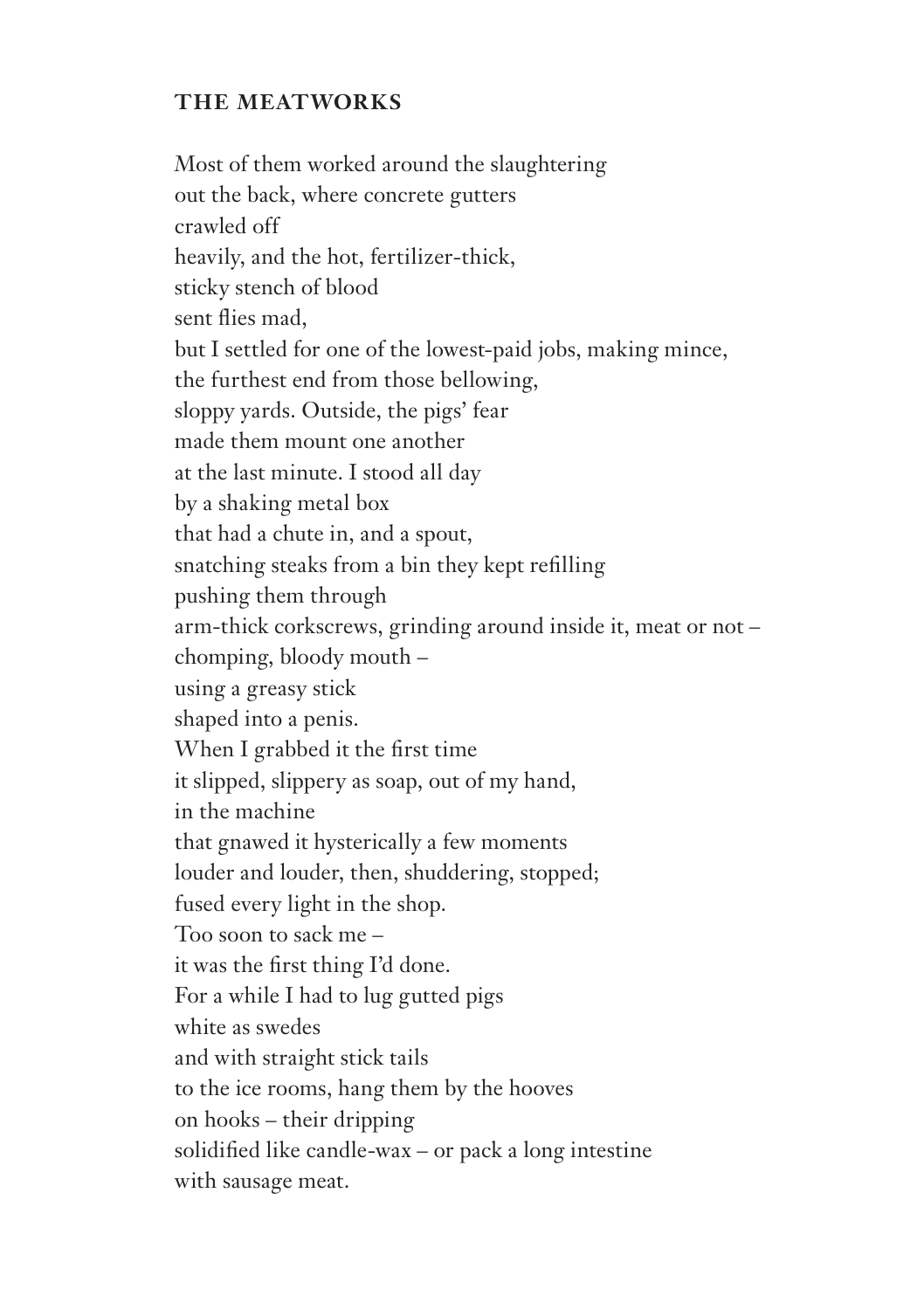### THE MEATWORKS

Most of them worked around the slaughtering  
out the back, where concrete gutters  
crawled off  
heavily, and the hot, fertilizer-thick,  
sticky stench of blood  
sent flies mad,  
but I settled for one of the lowest-paid jobs, making mince,  
the furthest end from those bellowing,  
sloppy yards. Outside, the pigs' fear  
made them mount one another  
at the last minute. I stood all day  
by a shaking metal box  
that had a chute in, and a spout,  
snatching steaks from a bin they kept refilling  
pushing them through  
arm-thick corkscrews, grinding around inside it, meat or not –  
chomping, bloody mouth –  
using a greasy stick  
shaped into a penis.  
When I grabbed it the first time  
it slipped, slippery as soap, out of my hand,  
in the machine  
that gnawed it hysterically a few moments  
louder and louder, then, shuddering, stopped;  
fused every light in the shop.  
Too soon to sack me –  
it was the first thing I'd done.  
For a while I had to lug gutted pigs  
white as swedes  
and with straight stick tails  
to the ice rooms, hang them by the hooves  
on hooks – their dripping  
solidified like candle-wax – or pack a long intestine  
with sausage meat.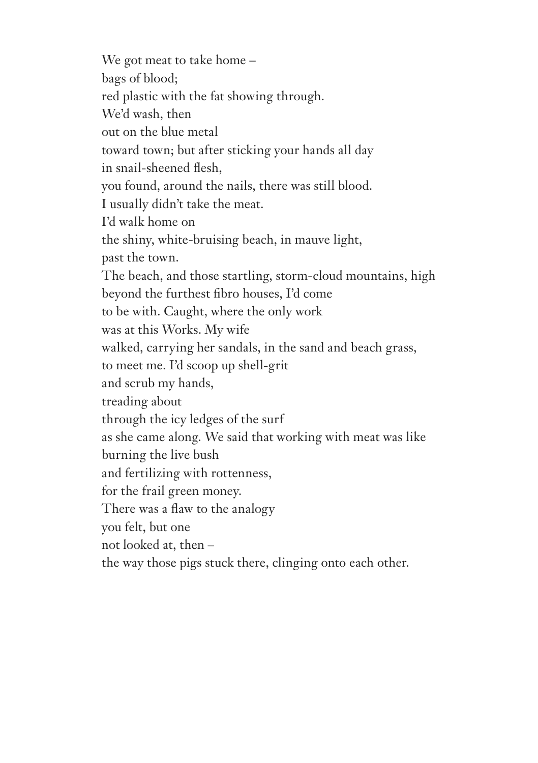We got meat to take home –  
bags of blood;  
red plastic with the fat showing through.  
We'd wash, then  
out on the blue metal  
toward town; but after sticking your hands all day  
in snail-sheened flesh,  
you found, around the nails, there was still blood.  
I usually didn't take the meat.  
I'd walk home on  
the shiny, white-bruising beach, in mauve light,  
past the town.  
The beach, and those startling, storm-cloud mountains, high  
beyond the furthest fibro houses, I'd come  
to be with. Caught, where the only work  
was at this Works. My wife  
walked, carrying her sandals, in the sand and beach grass,  
to meet me. I'd scoop up shell-grit  
and scrub my hands,  
treading about  
through the icy ledges of the surf  
as she came along. We said that working with meat was like  
burning the live bush  
and fertilizing with rottenness,  
for the frail green money.  
There was a flaw to the analogy  
you felt, but one  
not looked at, then –  
the way those pigs stuck there, clinging onto each other.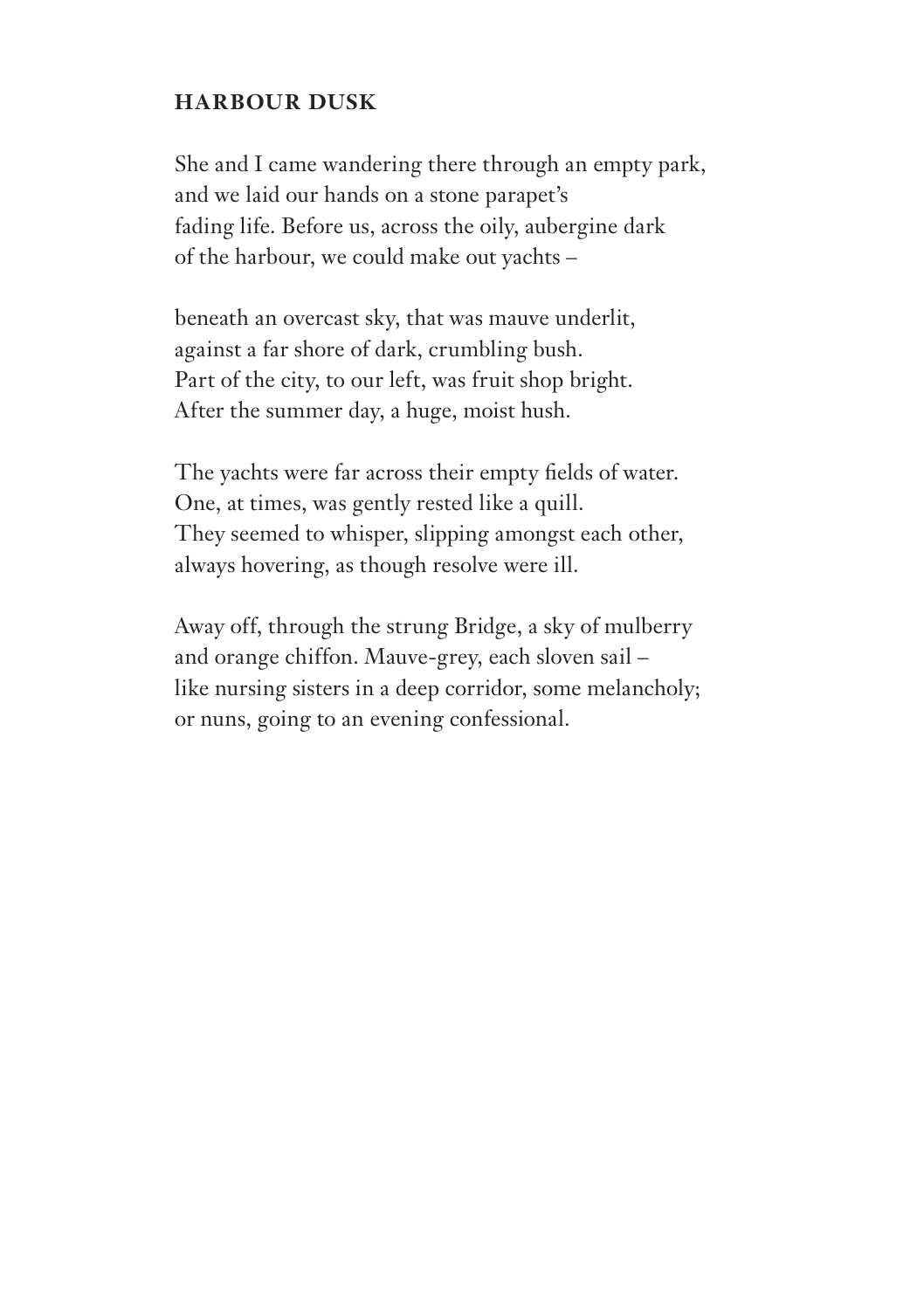## HARBOUR DUSK

She and I came wandering there through an empty park,  
and we laid our hands on a stone parapet's  
fading life. Before us, across the oily, aubergine dark  
of the harbour, we could make out yachts –

beneath an overcast sky, that was mauve underlit,  
against a far shore of dark, crumbling bush.  
Part of the city, to our left, was fruit shop bright.  
After the summer day, a huge, moist hush.

The yachts were far across their empty fields of water.  
One, at times, was gently rested like a quill.  
They seemed to whisper, slipping amongst each other,  
always hovering, as though resolve were ill.

Away off, through the strung Bridge, a sky of mulberry  
and orange chiffon. Mauve-grey, each sloven sail –  
like nursing sisters in a deep corridor, some melancholy;  
or nuns, going to an evening confessional.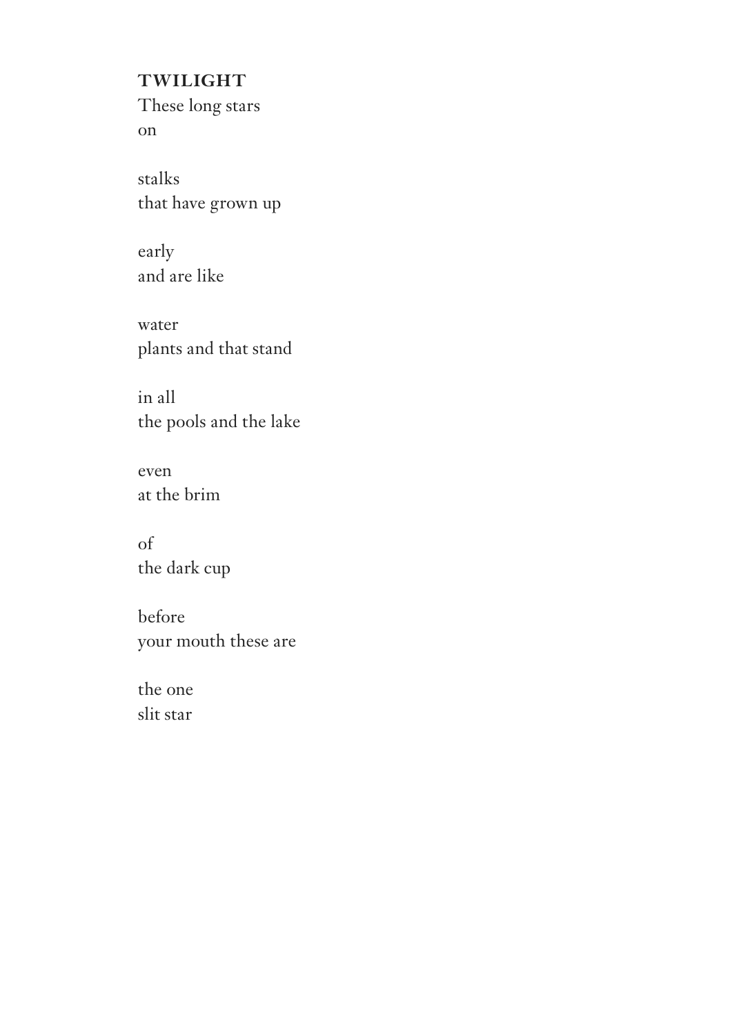## TWILIGHT

These long stars  
on

stalks  
that have grown up

early  
and are like

water  
plants and that stand

in all  
the pools and the lake

even  
at the brim

of  
the dark cup

before  
your mouth these are

the one  
slit star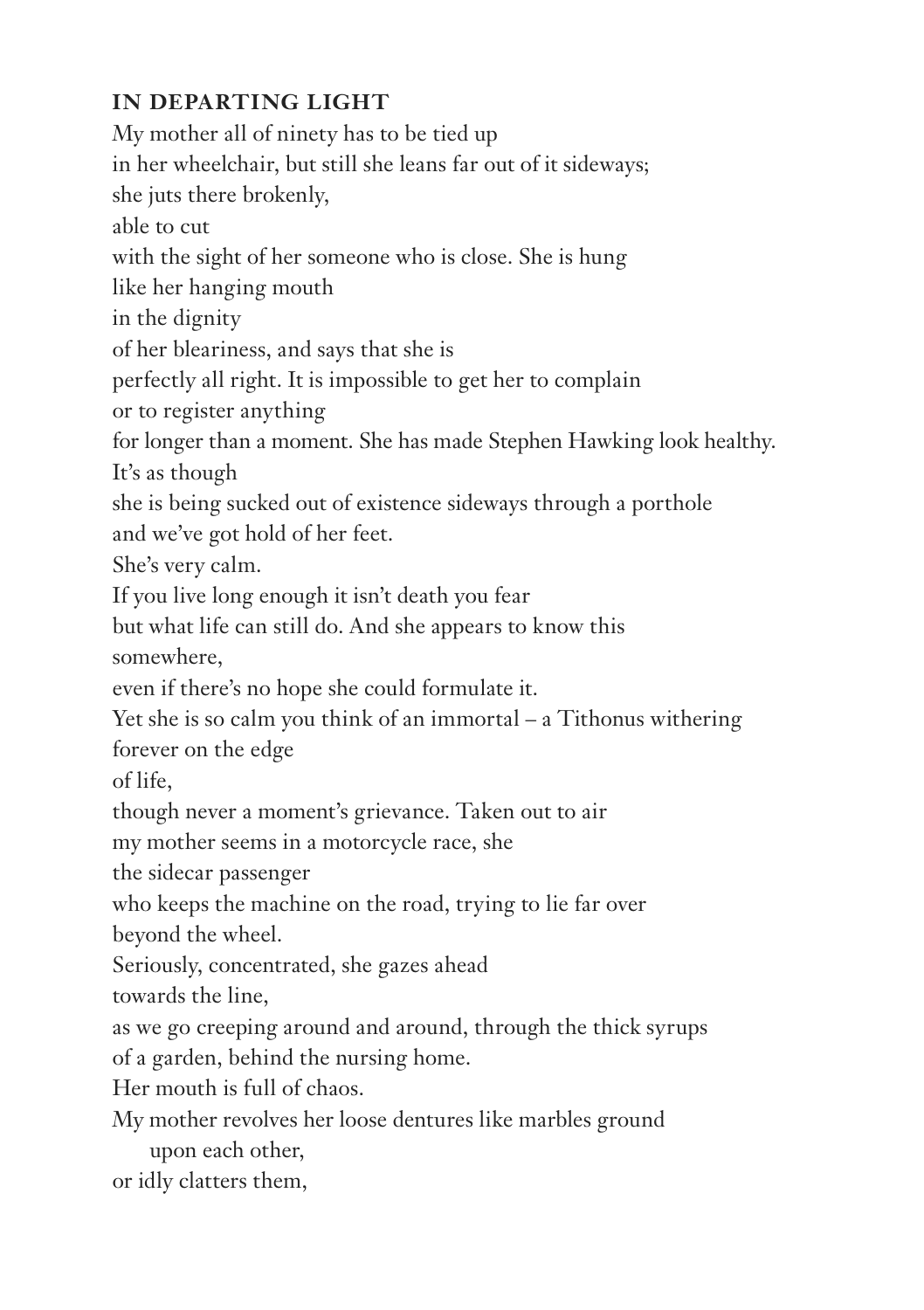**IN DEPARTING LIGHT**

My mother all of ninety has to be tied up
in her wheelchair, but still she leans far out of it sideways;
she juts there brokenly,
able to cut
with the sight of her someone who is close. She is hung
like her hanging mouth
in the dignity
of her bleariness, and says that she is
perfectly all right. It is impossible to get her to complain
or to register anything
for longer than a moment. She has made Stephen Hawking look healthy.
It's as though
she is being sucked out of existence sideways through a porthole
and we've got hold of her feet.
She's very calm.
If you live long enough it isn't death you fear
but what life can still do. And she appears to know this
somewhere,
even if there's no hope she could formulate it.
Yet she is so calm you think of an immortal – a Tithonus withering
forever on the edge
of life,
though never a moment's grievance. Taken out to air
my mother seems in a motorcycle race, she
the sidecar passenger
who keeps the machine on the road, trying to lie far over
beyond the wheel.
Seriously, concentrated, she gazes ahead
towards the line,
as we go creeping around and around, through the thick syrups
of a garden, behind the nursing home.
Her mouth is full of chaos.
My mother revolves her loose dentures like marbles ground
  upon each other,
or idly clatters them,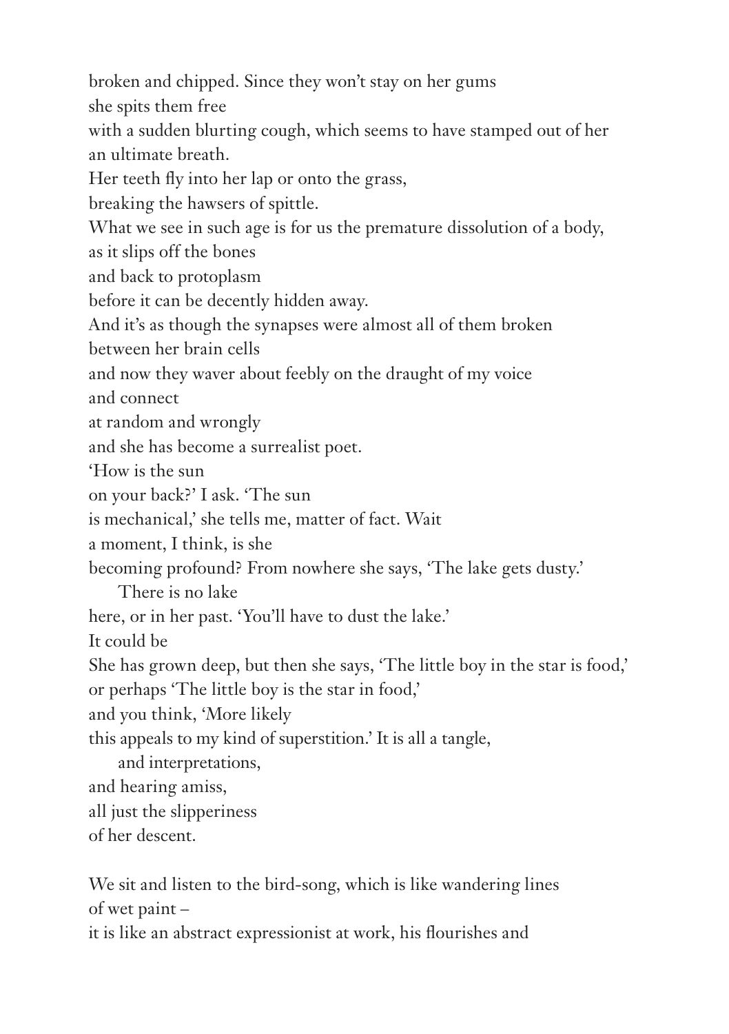broken and chipped. Since they won't stay on her gums  
she spits them free  
with a sudden blurting cough, which seems to have stamped out of her  
an ultimate breath.  
Her teeth fly into her lap or onto the grass,  
breaking the hawsers of spittle.  
What we see in such age is for us the premature dissolution of a body,  
as it slips off the bones  
and back to protoplasm  
before it can be decently hidden away.  
And it's as though the synapses were almost all of them broken  
between her brain cells  
and now they waver about feebly on the draught of my voice  
and connect  
at random and wrongly  
and she has become a surrealist poet.  
'How is the sun  
on your back?' I ask. 'The sun  
is mechanical,' she tells me, matter of fact. Wait  
a moment, I think, is she  
becoming profound? From nowhere she says, 'The lake gets dusty.'  
&emsp;&emsp;There is no lake  
here, or in her past. 'You'll have to dust the lake.'  
It could be  
She has grown deep, but then she says, 'The little boy in the star is food,'  
or perhaps 'The little boy is the star in food,'  
and you think, 'More likely  
this appeals to my kind of superstition.' It is all a tangle,  
&emsp;&emsp;and interpretations,  
and hearing amiss,  
all just the slipperiness  
of her descent.

We sit and listen to the bird-song, which is like wandering lines  
of wet paint –  
it is like an abstract expressionist at work, his flourishes and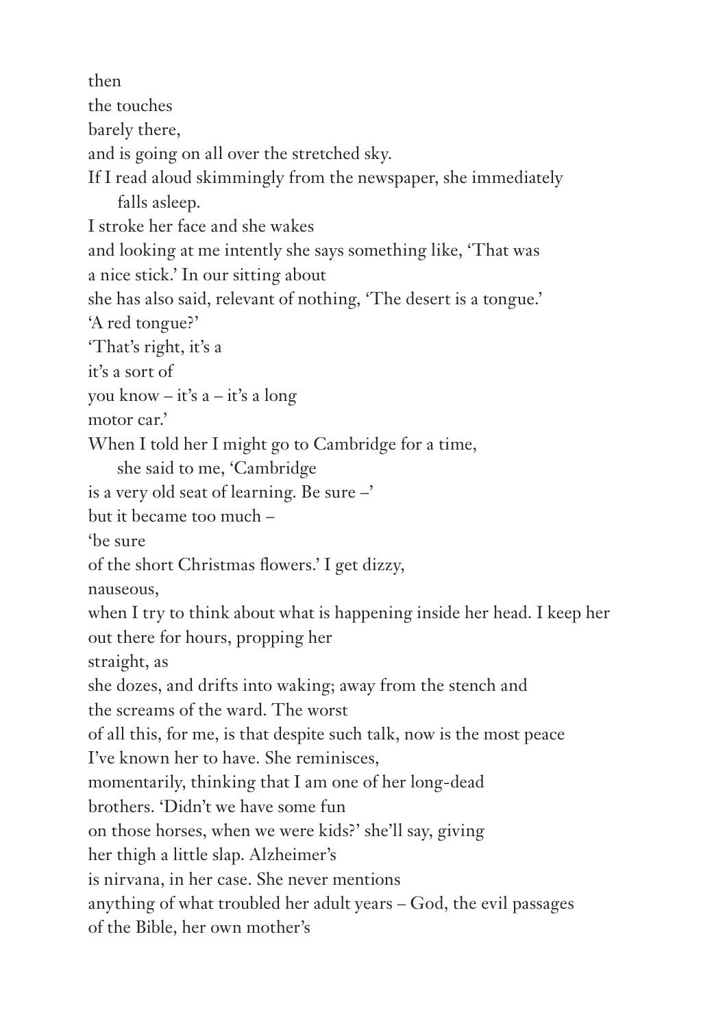then

the touches

barely there,

and is going on all over the stretched sky.

If I read aloud skimmingly from the newspaper, she immediately
    falls asleep.

I stroke her face and she wakes

and looking at me intently she says something like, 'That was

a nice stick.' In our sitting about

she has also said, relevant of nothing, 'The desert is a tongue.'

'A red tongue?'

'That's right, it's a

it's a sort of

you know – it's a – it's a long

motor car.'

When I told her I might go to Cambridge for a time,
    she said to me, 'Cambridge

is a very old seat of learning. Be sure –'

but it became too much –

'be sure

of the short Christmas flowers.' I get dizzy,

nauseous,

when I try to think about what is happening inside her head. I keep her

out there for hours, propping her

straight, as

she dozes, and drifts into waking; away from the stench and

the screams of the ward. The worst

of all this, for me, is that despite such talk, now is the most peace

I've known her to have. She reminisces,

momentarily, thinking that I am one of her long-dead

brothers. 'Didn't we have some fun

on those horses, when we were kids?' she'll say, giving

her thigh a little slap. Alzheimer's

is nirvana, in her case. She never mentions

anything of what troubled her adult years – God, the evil passages

of the Bible, her own mother's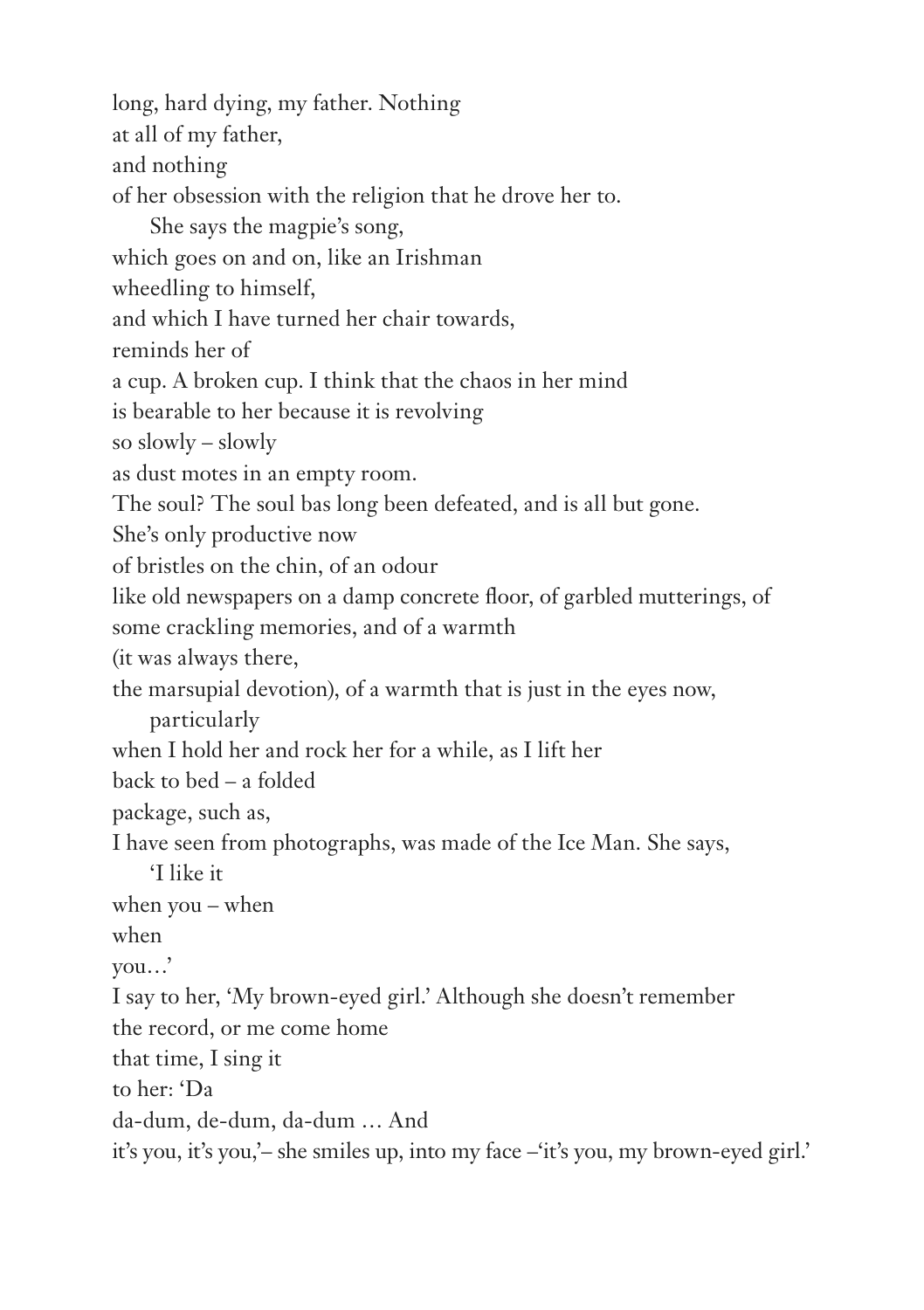long, hard dying, my father. Nothing
at all of my father,
and nothing
of her obsession with the religion that he drove her to.
    She says the magpie's song,
which goes on and on, like an Irishman
wheedling to himself,
and which I have turned her chair towards,
reminds her of
a cup. A broken cup. I think that the chaos in her mind
is bearable to her because it is revolving
so slowly – slowly
as dust motes in an empty room.
The soul? The soul bas long been defeated, and is all but gone.
She's only productive now
of bristles on the chin, of an odour
like old newspapers on a damp concrete floor, of garbled mutterings, of
some crackling memories, and of a warmth
(it was always there,
the marsupial devotion), of a warmth that is just in the eyes now,
    particularly
when I hold her and rock her for a while, as I lift her
back to bed – a folded
package, such as,
I have seen from photographs, was made of the Ice Man. She says,
    'I like it
when you – when
when
you…'
I say to her, 'My brown-eyed girl.' Although she doesn't remember
the record, or me come home
that time, I sing it
to her: 'Da
da-dum, de-dum, da-dum … And
it's you, it's you,'– she smiles up, into my face –'it's you, my brown-eyed girl.'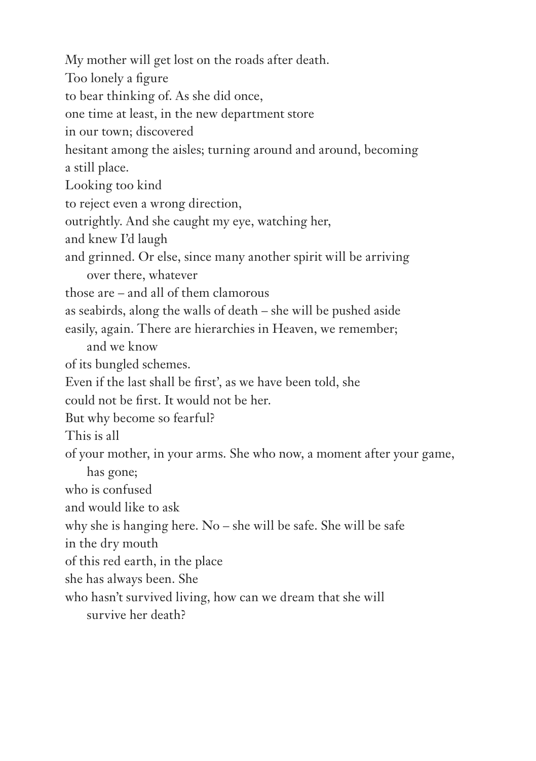My mother will get lost on the roads after death.  
Too lonely a figure  
to bear thinking of. As she did once,  
one time at least, in the new department store  
in our town; discovered  
hesitant among the aisles; turning around and around, becoming  
a still place.  
Looking too kind  
to reject even a wrong direction,  
outrightly. And she caught my eye, watching her,  
and knew I'd laugh  
and grinned. Or else, since many another spirit will be arriving  
&nbsp;&nbsp;&nbsp;&nbsp;over there, whatever  
those are – and all of them clamorous  
as seabirds, along the walls of death – she will be pushed aside  
easily, again. There are hierarchies in Heaven, we remember;  
&nbsp;&nbsp;&nbsp;&nbsp;and we know  
of its bungled schemes.  
Even if the last shall be first', as we have been told, she  
could not be first. It would not be her.  
But why become so fearful?  
This is all  
of your mother, in your arms. She who now, a moment after your game,  
&nbsp;&nbsp;&nbsp;&nbsp;has gone;  
who is confused  
and would like to ask  
why she is hanging here. No – she will be safe. She will be safe  
in the dry mouth  
of this red earth, in the place  
she has always been. She  
who hasn't survived living, how can we dream that she will  
&nbsp;&nbsp;&nbsp;&nbsp;survive her death?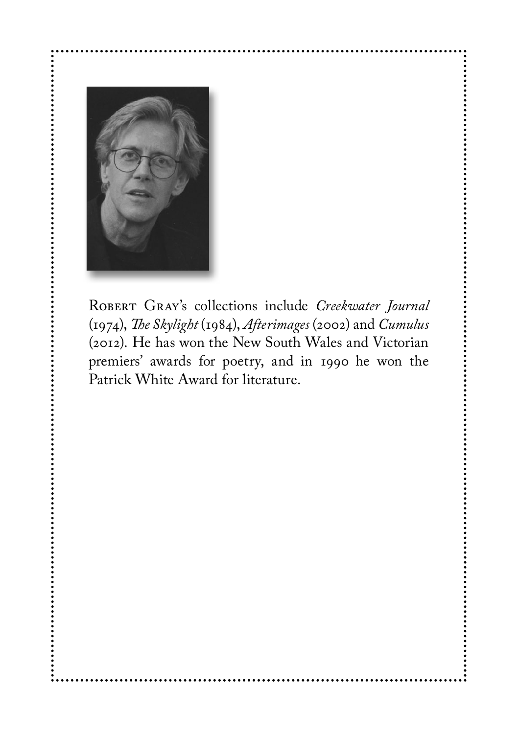Robert Gray's collections include *Creekwater Journal* (1974), *The Skylight* (1984), *Afterimages* (2002) and *Cumulus* (2012). He has won the New South Wales and Victorian premiers' awards for poetry, and in 1990 he won the Patrick White Award for literature.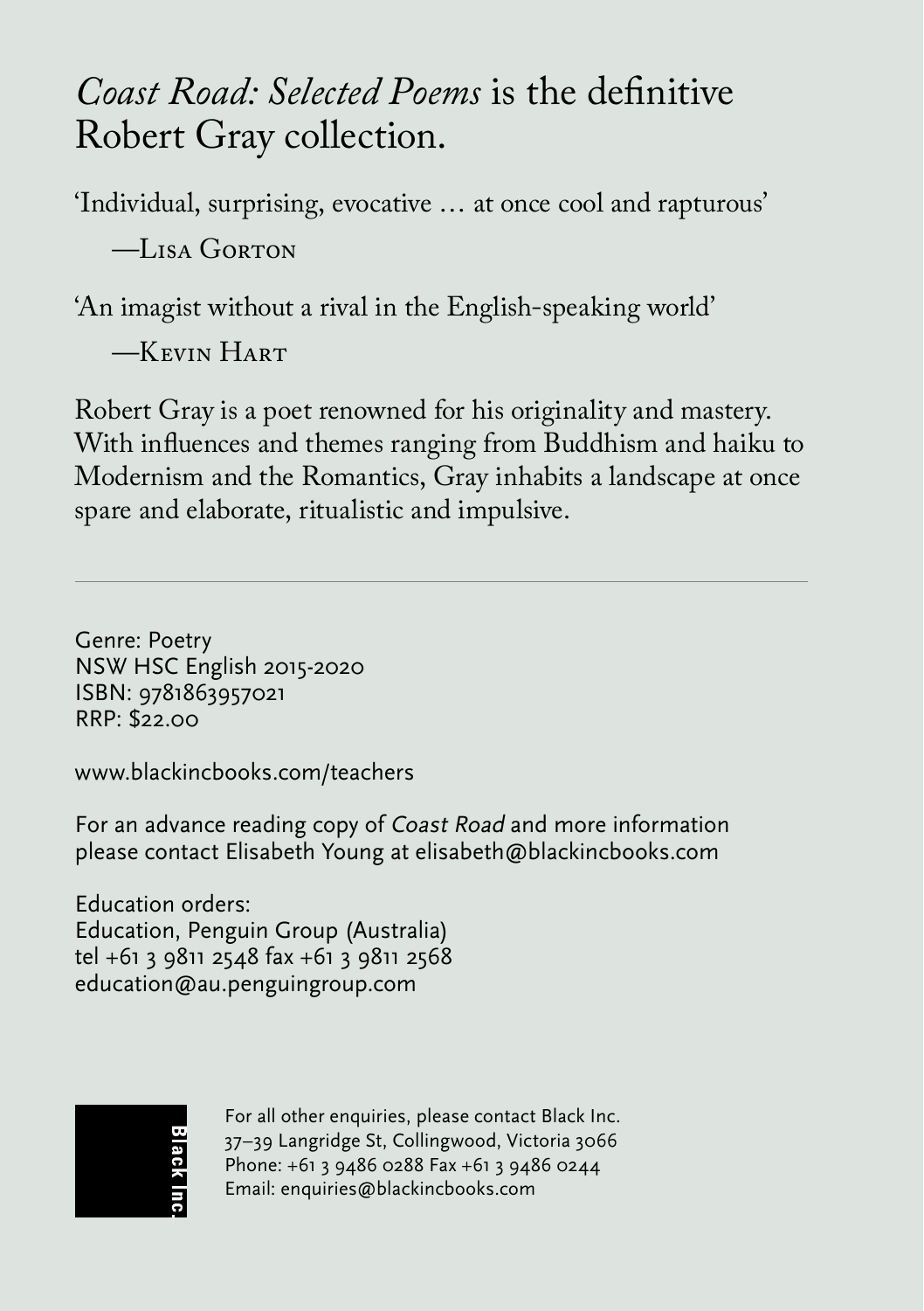# *Coast Road: Selected Poems* is the definitive Robert Gray collection.

'Individual, surprising, evocative … at once cool and rapturous'

—Lisa Gorton

'An imagist without a rival in the English-speaking world'

—Kevin Hart

Robert Gray is a poet renowned for his originality and mastery. With influences and themes ranging from Buddhism and haiku to Modernism and the Romantics, Gray inhabits a landscape at once spare and elaborate, ritualistic and impulsive.

---

Genre: Poetry
NSW HSC English 2015-2020
ISBN: 9781863957021
RRP: $22.00

www.blackincbooks.com/teachers

For an advance reading copy of *Coast Road* and more information please contact Elisabeth Young at elisabeth@blackincbooks.com

Education orders:
Education, Penguin Group (Australia)
tel +61 3 9811 2548 fax +61 3 9811 2568
education@au.penguingroup.com

Black Inc.

For all other enquiries, please contact Black Inc.
37–39 Langridge St, Collingwood, Victoria 3066
Phone: +61 3 9486 0288 Fax +61 3 9486 0244
Email: enquiries@blackincbooks.com